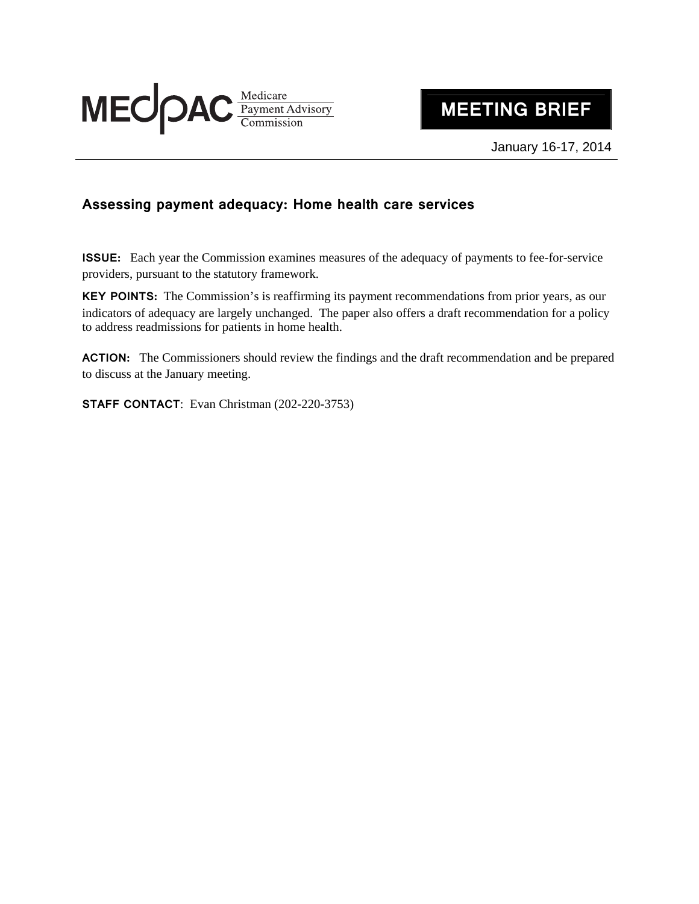MEDPAC Medicare Payment Advisory Commission

**MEETING BRIEF**

January 16-17, 2014

## Assessing payment adequacy: Home health care services

**ISSUE:** Each year the Commission examines measures of the adequacy of payments to fee-for-service providers, pursuant to the statutory framework.

**KEY POINTS:** The Commission's is reaffirming its payment recommendations from prior years, as our indicators of adequacy are largely unchanged. The paper also offers a draft recommendation for a policy to address readmissions for patients in home health.

**ACTION:** The Commissioners should review the findings and the draft recommendation and be prepared to discuss at the January meeting.

**STAFF CONTACT**: Evan Christman (202-220-3753)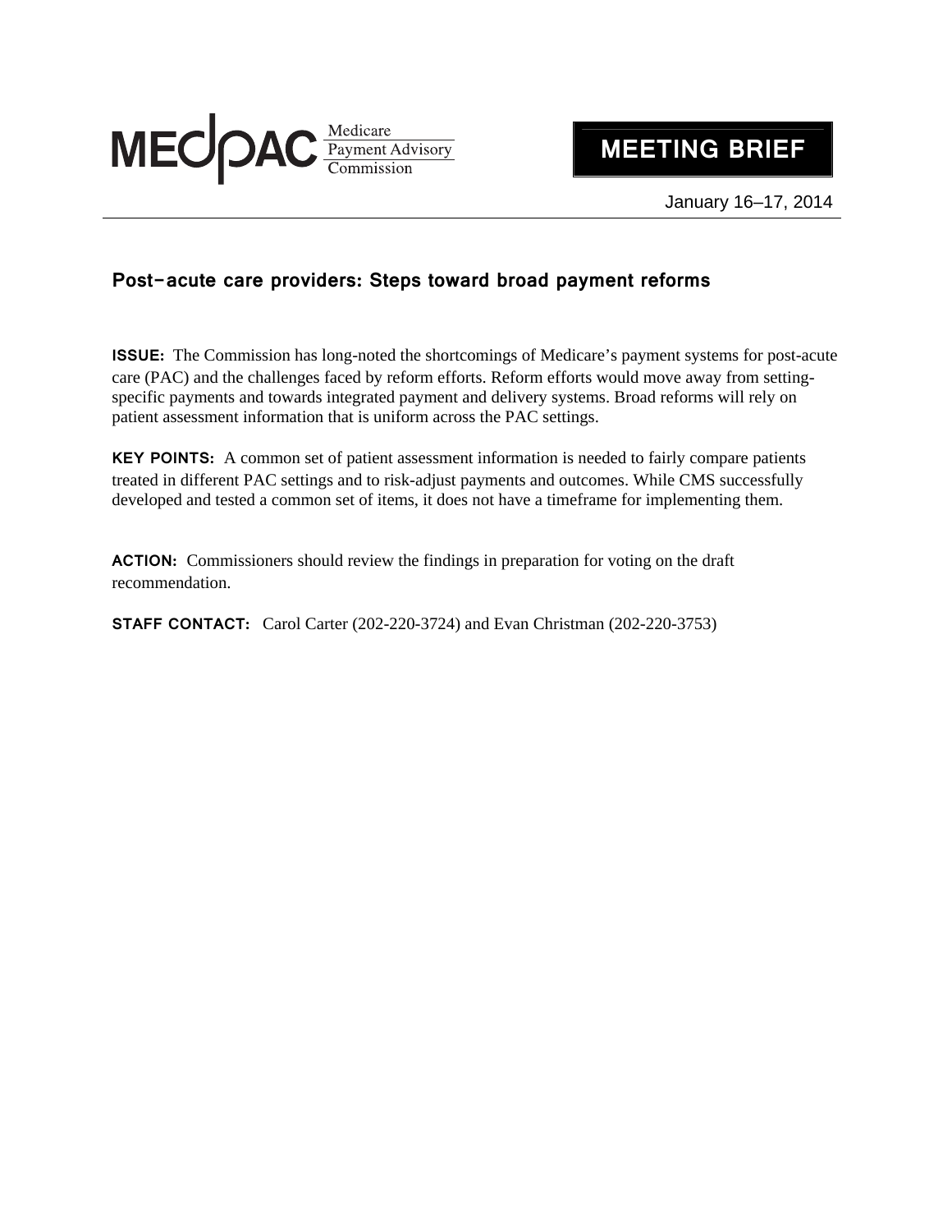MEDPAC Medicare Payment Advisory Commission

**MEETING BRIEF**

January 16–17, 2014

## Post-acute care providers: Steps toward broad payment reforms

**ISSUE:** The Commission has long-noted the shortcomings of Medicare's payment systems for post-acute care (PAC) and the challenges faced by reform efforts. Reform efforts would move away from setting-specific payments and towards integrated payment and delivery systems. Broad reforms will rely on patient assessment information that is uniform across the PAC settings.

**KEY POINTS:** A common set of patient assessment information is needed to fairly compare patients treated in different PAC settings and to risk-adjust payments and outcomes. While CMS successfully developed and tested a common set of items, it does not have a timeframe for implementing them.

**ACTION:** Commissioners should review the findings in preparation for voting on the draft recommendation.

**STAFF CONTACT:** Carol Carter (202-220-3724) and Evan Christman (202-220-3753)